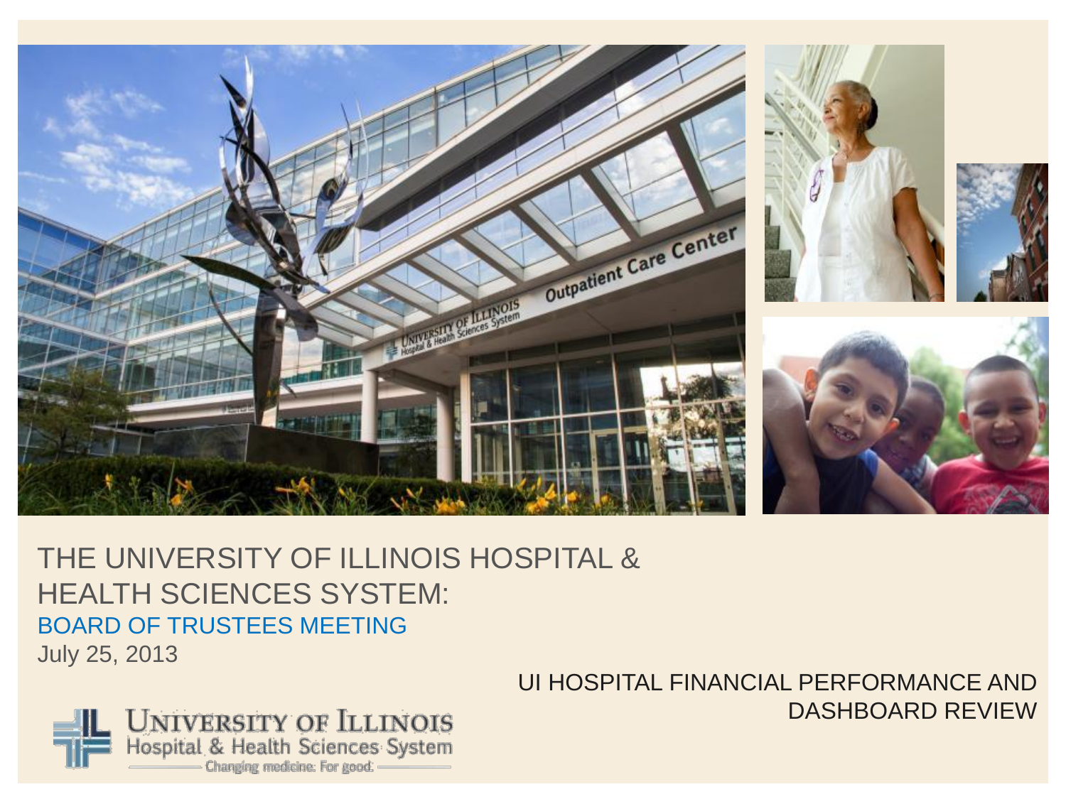# THE UNIVERSITY OF ILLINOIS HOSPITAL & HEALTH SCIENCES SYSTEM:

## BOARD OF TRUSTEES MEETING

July 25, 2013

UI HOSPITAL FINANCIAL PERFORMANCE AND DASHBOARD REVIEW

University of Illinois
Hospital & Health Sciences System
Changing medicine. For good.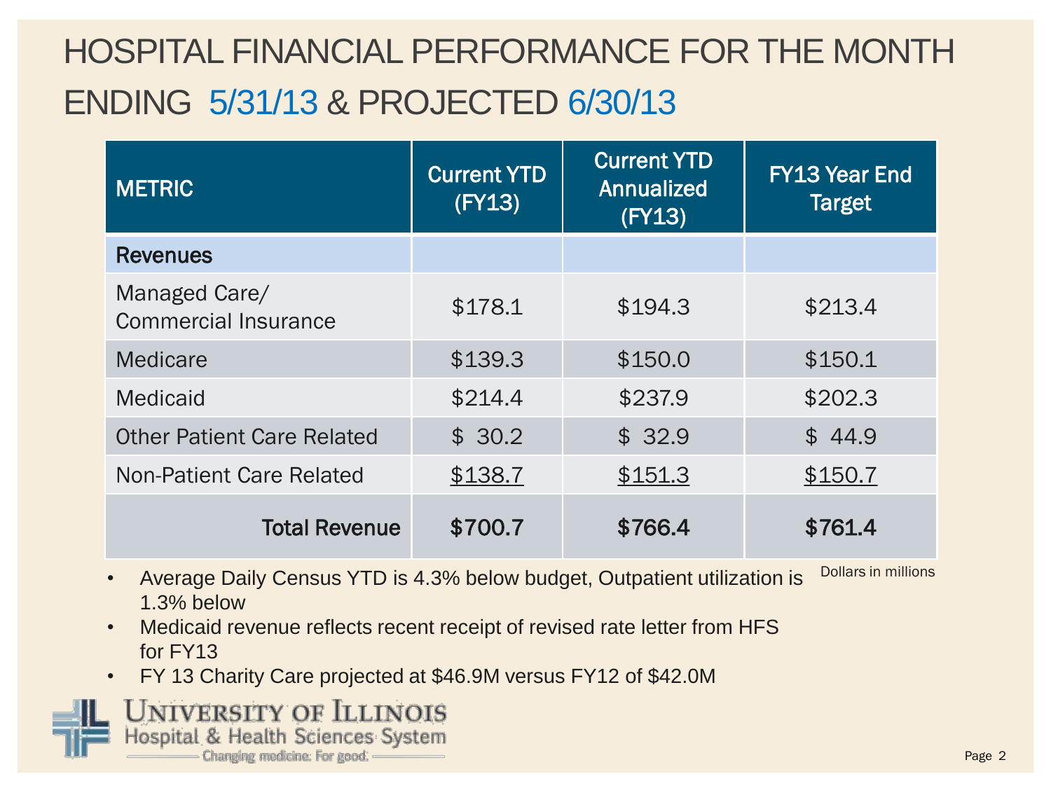# HOSPITAL FINANCIAL PERFORMANCE FOR THE MONTH ENDING 5/31/13 & PROJECTED 6/30/13

| METRIC | Current YTD (FY13) | Current YTD Annualized (FY13) | FY13 Year End Target |
|---|---|---|---|
| **Revenues** | | | |
| Managed Care/ Commercial Insurance | $178.1 | $194.3 | $213.4 |
| Medicare | $139.3 | $150.0 | $150.1 |
| Medicaid | $214.4 | $237.9 | $202.3 |
| Other Patient Care Related | $ 30.2 | $ 32.9 | $ 44.9 |
| Non-Patient Care Related | $138.7 | $151.3 | $150.7 |
| **Total Revenue** | **$700.7** | **$766.4** | **$761.4** |

Dollars in millions

- Average Daily Census YTD is 4.3% below budget, Outpatient utilization is 1.3% below
- Medicaid revenue reflects recent receipt of revised rate letter from HFS for FY13
- FY 13 Charity Care projected at $46.9M versus FY12 of $42.0M

University of Illinois
Hospital & Health Sciences System
Changing medicine. For good.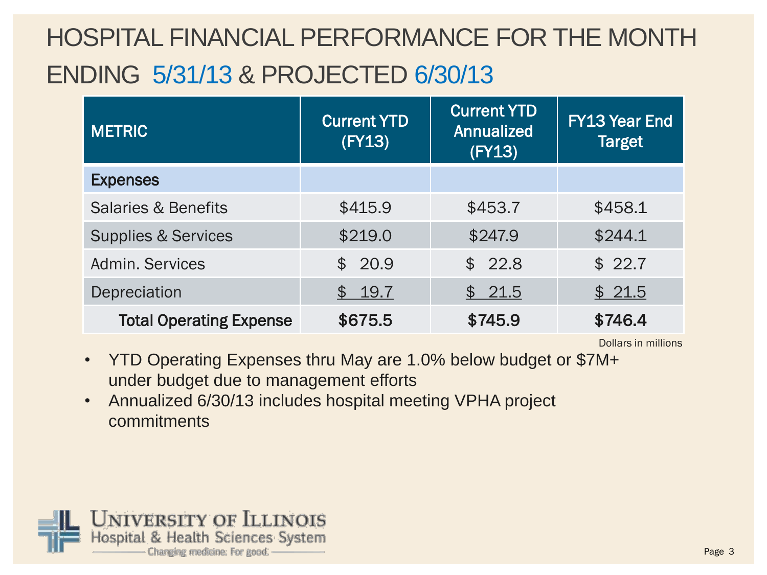# HOSPITAL FINANCIAL PERFORMANCE FOR THE MONTH ENDING 5/31/13 & PROJECTED 6/30/13

| METRIC | Current YTD (FY13) | Current YTD Annualized (FY13) | FY13 Year End Target |
|---|---|---|---|
| **Expenses** | | | |
| Salaries & Benefits | $415.9 | $453.7 | $458.1 |
| Supplies & Services | $219.0 | $247.9 | $244.1 |
| Admin. Services | $ 20.9 | $ 22.8 | $ 22.7 |
| Depreciation | $ 19.7 | $ 21.5 | $ 21.5 |
| **Total Operating Expense** | **$675.5** | **$745.9** | **$746.4** |

Dollars in millions

- YTD Operating Expenses thru May are 1.0% below budget or $7M+ under budget due to management efforts
- Annualized 6/30/13 includes hospital meeting VPHA project commitments

University of Illinois Hospital & Health Sciences System

Changing medicine. For good.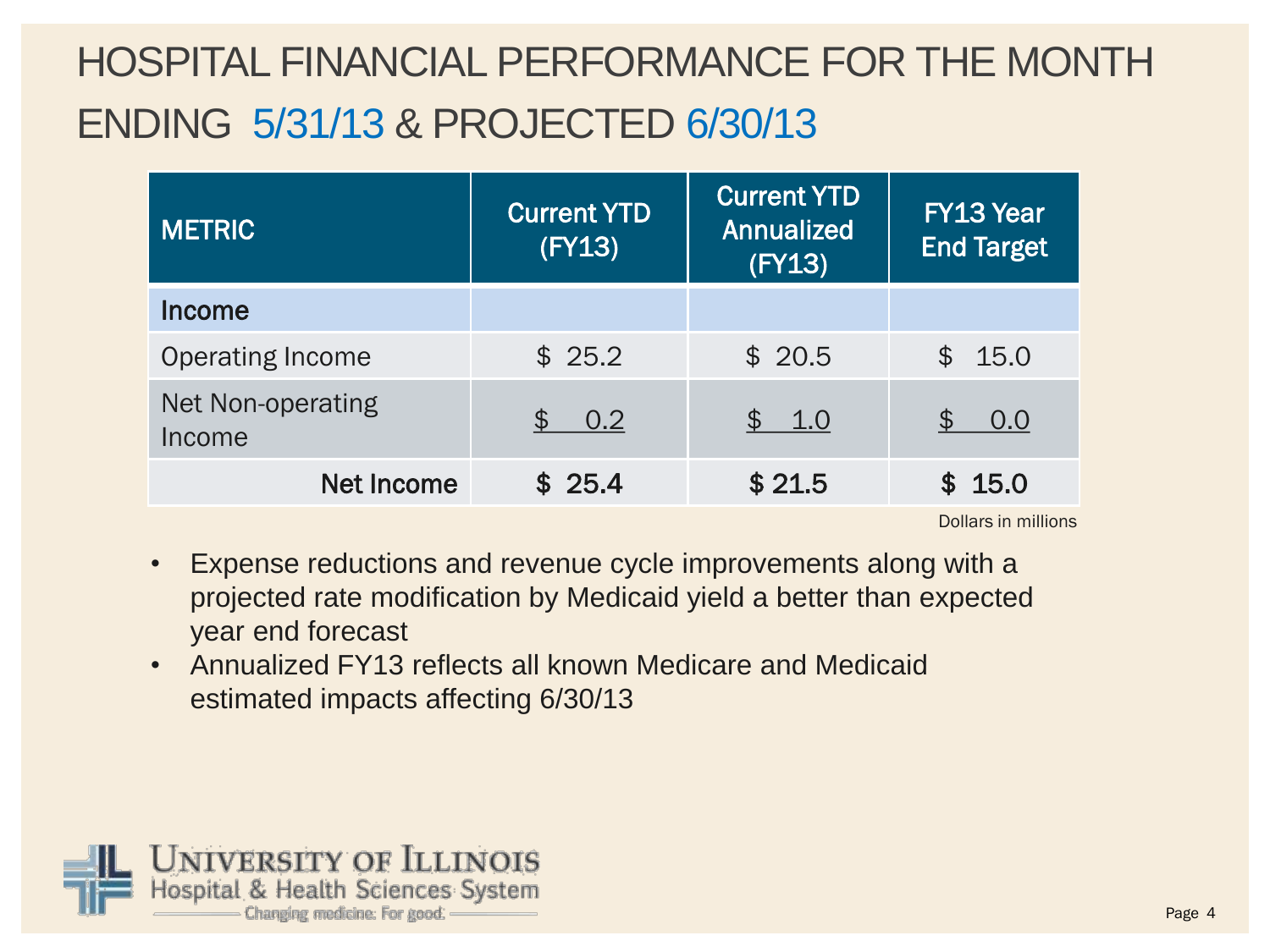# HOSPITAL FINANCIAL PERFORMANCE FOR THE MONTH ENDING 5/31/13 & PROJECTED 6/30/13

| METRIC | Current YTD (FY13) | Current YTD Annualized (FY13) | FY13 Year End Target |
|---|---|---|---|
| **Income** | | | |
| Operating Income | $ 25.2 | $ 20.5 | $ 15.0 |
| Net Non-operating Income | $ 0.2 | $ 1.0 | $ 0.0 |
| **Net Income** | **$ 25.4** | **$ 21.5** | **$ 15.0** |

Dollars in millions

- Expense reductions and revenue cycle improvements along with a projected rate modification by Medicaid yield a better than expected year end forecast
- Annualized FY13 reflects all known Medicare and Medicaid estimated impacts affecting 6/30/13

University of Illinois Hospital & Health Sciences System
Changing medicine. For good.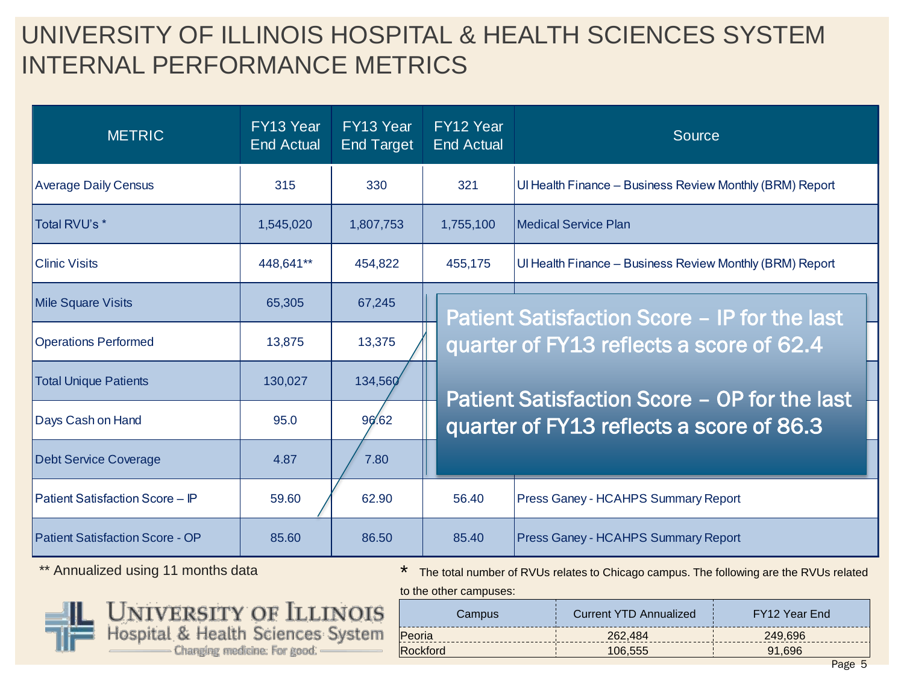# UNIVERSITY OF ILLINOIS HOSPITAL & HEALTH SCIENCES SYSTEM INTERNAL PERFORMANCE METRICS

| METRIC | FY13 Year End Actual | FY13 Year End Target | FY12 Year End Actual | Source |
|---|---|---|---|---|
| Average Daily Census | 315 | 330 | 321 | UI Health Finance – Business Review Monthly (BRM) Report |
| Total RVU's * | 1,545,020 | 1,807,753 | 1,755,100 | Medical Service Plan |
| Clinic Visits | 448,641** | 454,822 | 455,175 | UI Health Finance – Business Review Monthly (BRM) Report |
| Mile Square Visits | 65,305 | 67,245 | | |
| Operations Performed | 13,875 | 13,375 | | |
| Total Unique Patients | 130,027 | 134,560 | | |
| Days Cash on Hand | 95.0 | 96.62 | | |
| Debt Service Coverage | 4.87 | 7.80 | | |
| Patient Satisfaction Score – IP | 59.60 | 62.90 | 56.40 | Press Ganey - HCAHPS Summary Report |
| Patient Satisfaction Score - OP | 85.60 | 86.50 | 85.40 | Press Ganey - HCAHPS Summary Report |

Patient Satisfaction Score – IP for the last quarter of FY13 reflects a score of 62.4

Patient Satisfaction Score – OP for the last quarter of FY13 reflects a score of 86.3

** Annualized using 11 months data

* The total number of RVUs relates to Chicago campus. The following are the RVUs related to the other campuses:

| Campus | Current YTD Annualized | FY12 Year End |
|---|---|---|
| Peoria | 262,484 | 249,696 |
| Rockford | 106,555 | 91,696 |

University of Illinois Hospital & Health Sciences System
Changing medicine. For good.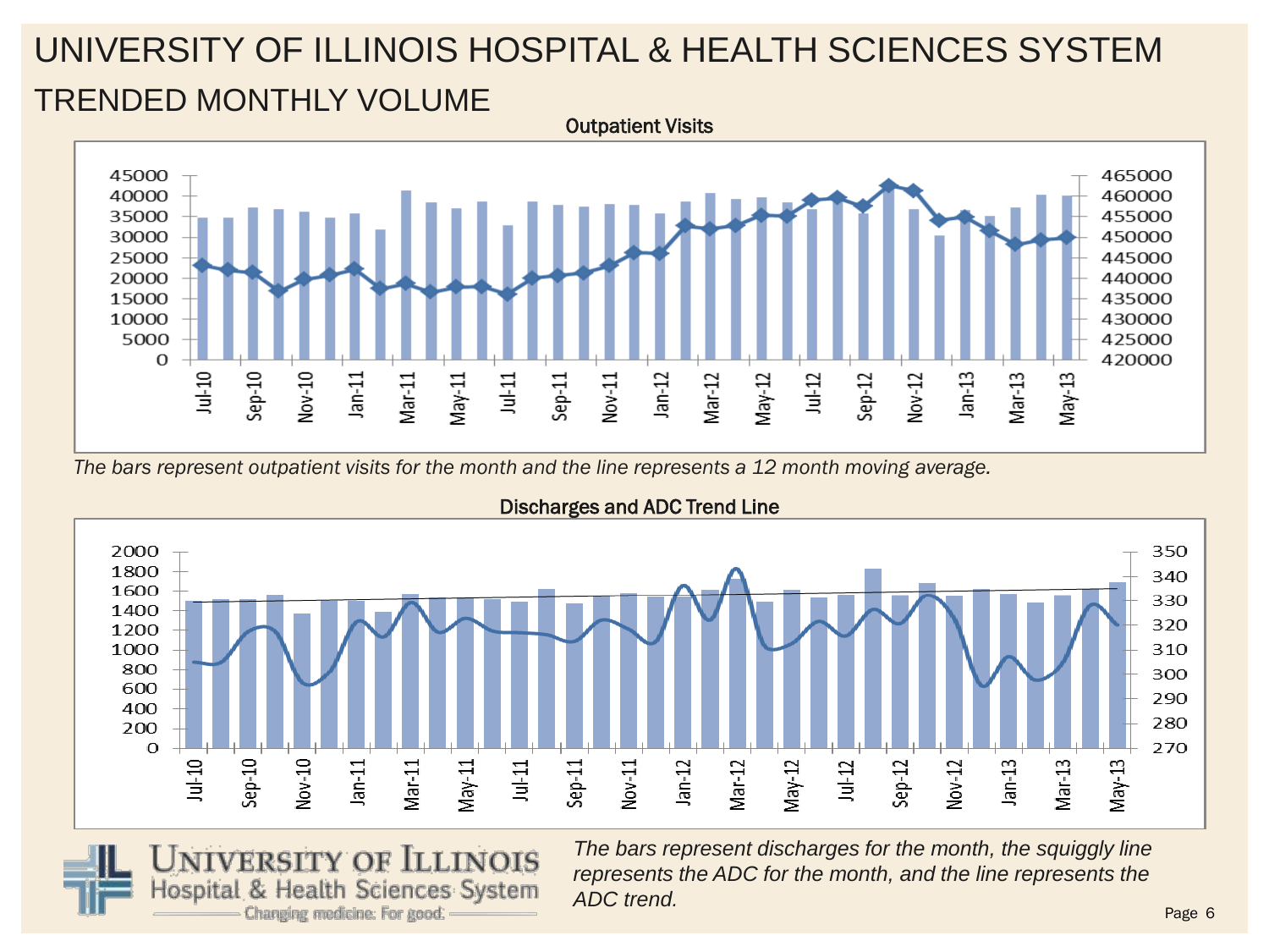# UNIVERSITY OF ILLINOIS HOSPITAL & HEALTH SCIENCES SYSTEM

## TRENDED MONTHLY VOLUME

**Outpatient Visits**

*The bars represent outpatient visits for the month and the line represents a 12 month moving average.*

**Discharges and ADC Trend Line**

*The bars represent discharges for the month, the squiggly line represents the ADC for the month, and the line represents the ADC trend.*

University of Illinois Hospital & Health Sciences System
Changing medicine. For good.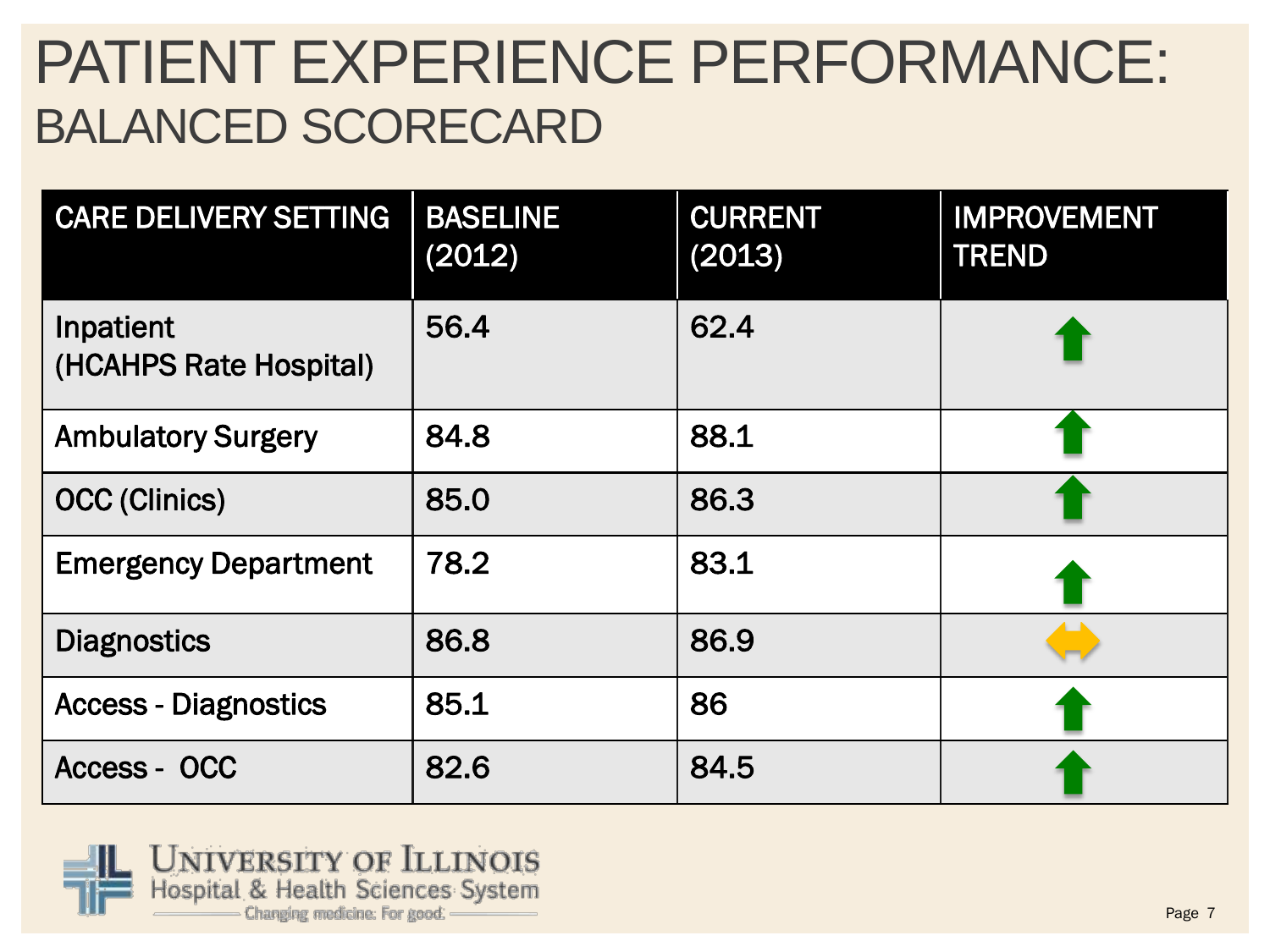# PATIENT EXPERIENCE PERFORMANCE: BALANCED SCORECARD

| CARE DELIVERY SETTING | BASELINE (2012) | CURRENT (2013) | IMPROVEMENT TREND |
|---|---|---|---|
| Inpatient (HCAHPS Rate Hospital) | 56.4 | 62.4 | ↑ |
| Ambulatory Surgery | 84.8 | 88.1 | ↑ |
| OCC (Clinics) | 85.0 | 86.3 | ↑ |
| Emergency Department | 78.2 | 83.1 | ↑ |
| Diagnostics | 86.8 | 86.9 | ↔ |
| Access - Diagnostics | 85.1 | 86 | ↑ |
| Access - OCC | 82.6 | 84.5 | ↑ |

University of Illinois Hospital & Health Sciences System
Changing medicine. For good.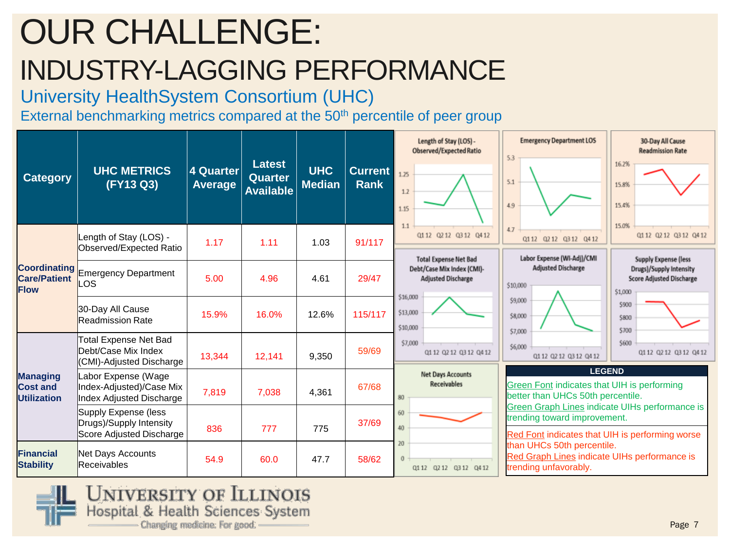# OUR CHALLENGE:

# INDUSTRY-LAGGING PERFORMANCE

## University HealthSystem Consortium (UHC)

External benchmarking metrics compared at the 50th percentile of peer group

| Category | UHC METRICS (FY13 Q3) | 4 Quarter Average | Latest Quarter Available | UHC Median | Current Rank |
|---|---|---|---|---|---|
| **Coordinating Care/Patient Flow** | Length of Stay (LOS) - Observed/Expected Ratio | 1.17 | 1.11 | 1.03 | 91/117 |
| | Emergency Department LOS | 5.00 | 4.96 | 4.61 | 29/47 |
| | 30-Day All Cause Readmission Rate | 15.9% | 16.0% | 12.6% | 115/117 |
| **Managing Cost and Utilization** | Total Expense Net Bad Debt/Case Mix Index (CMI)-Adjusted Discharge | 13,344 | 12,141 | 9,350 | 59/69 |
| | Labor Expense (Wage Index-Adjusted)/Case Mix Index Adjusted Discharge | 7,819 | 7,038 | 4,361 | 67/68 |
| | Supply Expense (less Drugs)/Supply Intensity Score Adjusted Discharge | 836 | 777 | 775 | 37/69 |
| **Financial Stability** | Net Days Accounts Receivables | 54.9 | 60.0 | 47.7 | 58/62 |

Length of Stay (LOS) - Observed/Expected Ratio

Emergency Department LOS

30-Day All Cause Readmission Rate

Total Expense Net Bad Debt/Case Mix Index (CMI)-Adjusted Discharge

Labor Expense (WI-Adj)/CMI Adjusted Discharge

Supply Expense (less Drugs)/Supply Intensity Score Adjusted Discharge

Net Days Accounts Receivables

**LEGEND**

Green Font indicates that UIH is performing better than UHCs 50th percentile.
Green Graph Lines indicate UIHs performance is trending toward improvement.

Red Font indicates that UIH is performing worse than UHCs 50th percentile.
Red Graph Lines indicate UIHs performance is trending unfavorably.

University of Illinois Hospital & Health Sciences System — Changing medicine. For good.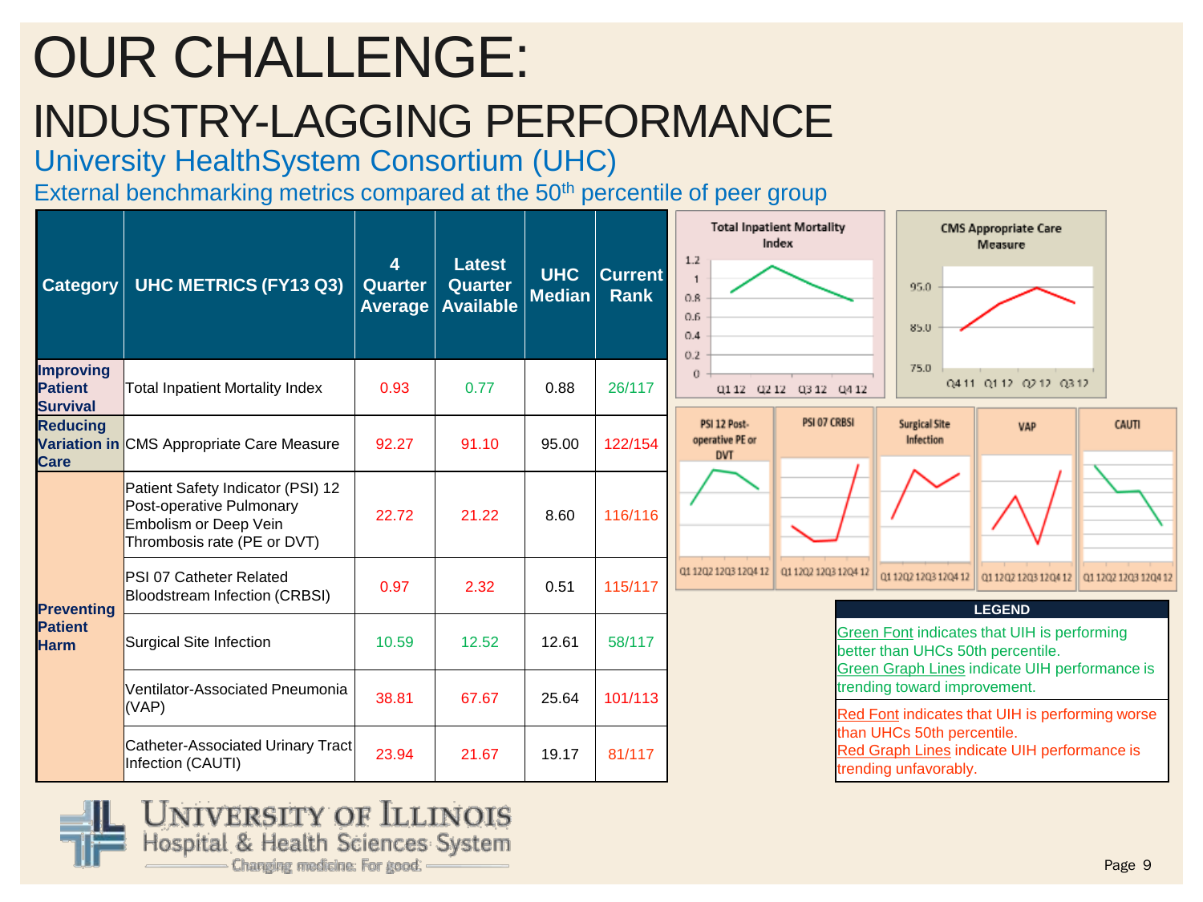# OUR CHALLENGE:

## INDUSTRY-LAGGING PERFORMANCE

### University HealthSystem Consortium (UHC)

External benchmarking metrics compared at the 50th percentile of peer group

| Category | UHC METRICS (FY13 Q3) | 4 Quarter Average | Latest Quarter Available | UHC Median | Current Rank |
|---|---|---|---|---|---|
| Improving Patient Survival | Total Inpatient Mortality Index | 0.93 | 0.77 | 0.88 | 26/117 |
| Reducing Variation in Care | CMS Appropriate Care Measure | 92.27 | 91.10 | 95.00 | 122/154 |
| Preventing Patient Harm | Patient Safety Indicator (PSI) 12 Post-operative Pulmonary Embolism or Deep Vein Thrombosis rate (PE or DVT) | 22.72 | 21.22 | 8.60 | 116/116 |
| | PSI 07 Catheter Related Bloodstream Infection (CRBSI) | 0.97 | 2.32 | 0.51 | 115/117 |
| | Surgical Site Infection | 10.59 | 12.52 | 12.61 | 58/117 |
| | Ventilator-Associated Pneumonia (VAP) | 38.81 | 67.67 | 25.64 | 101/113 |
| | Catheter-Associated Urinary Tract Infection (CAUTI) | 23.94 | 21.67 | 19.17 | 81/117 |

**Total Inpatient Mortality Index** (Q1 12, Q2 12, Q3 12, Q4 12)

**CMS Appropriate Care Measure** (Q4 11, Q1 12, Q2 12, Q3 12)

**PSI 12 Post-operative PE or DVT** | **PSI 07 CRBSI** | **Surgical Site Infection** | **VAP** | **CAUTI** (Q1 12, Q2 12, Q3 12, Q4 12)

**LEGEND**

Green Font indicates that UIH is performing better than UHCs 50th percentile.
Green Graph Lines indicate UIH performance is trending toward improvement.

Red Font indicates that UIH is performing worse than UHCs 50th percentile.
Red Graph Lines indicate UIH performance is trending unfavorably.

University of Illinois Hospital & Health Sciences System — Changing medicine. For good.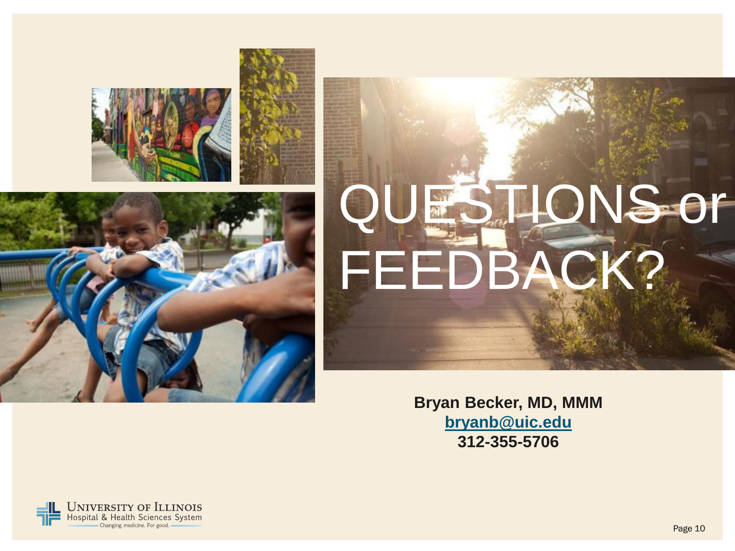# QUESTIONS or FEEDBACK?

**Bryan Becker, MD, MMM**
**bryanb@uic.edu**
**312-355-5706**

University of Illinois
Hospital & Health Sciences System
Changing medicine. For good.